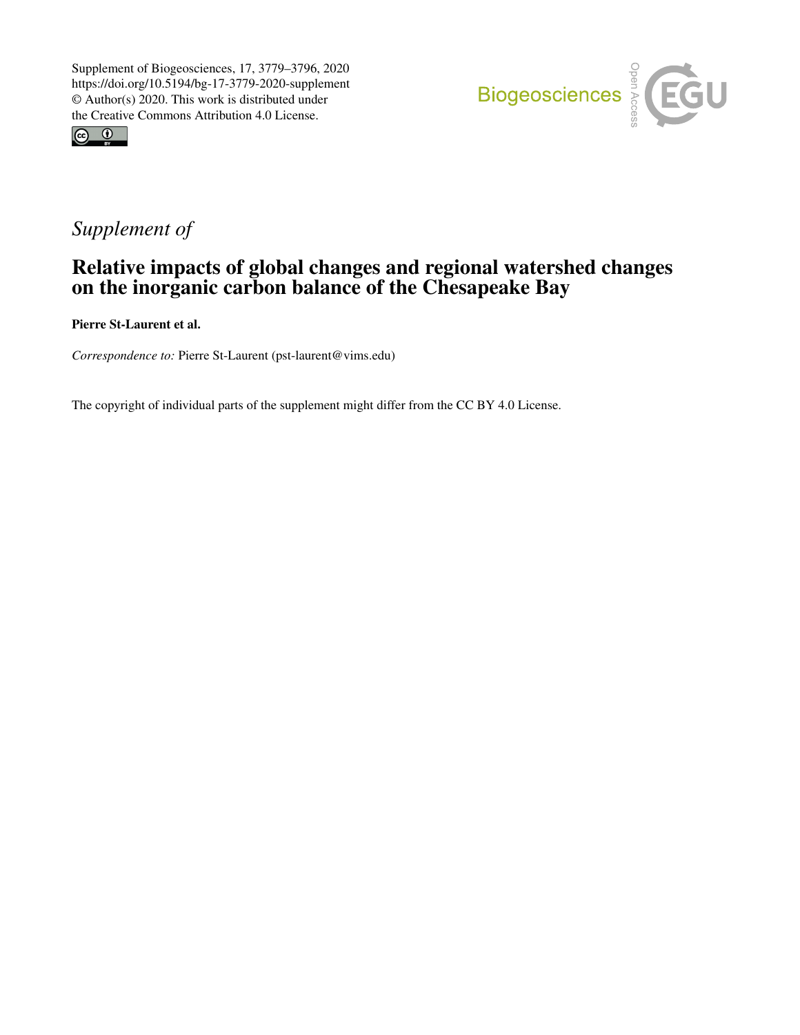Supplement of Biogeosciences, 17, 3779–3796, 2020
https://doi.org/10.5194/bg-17-3779-2020-supplement
© Author(s) 2020. This work is distributed under
the Creative Commons Attribution 4.0 License.

*Supplement of*

# Relative impacts of global changes and regional watershed changes on the inorganic carbon balance of the Chesapeake Bay

**Pierre St-Laurent et al.**

*Correspondence to:* Pierre St-Laurent (pst-laurent@vims.edu)

The copyright of individual parts of the supplement might differ from the CC BY 4.0 License.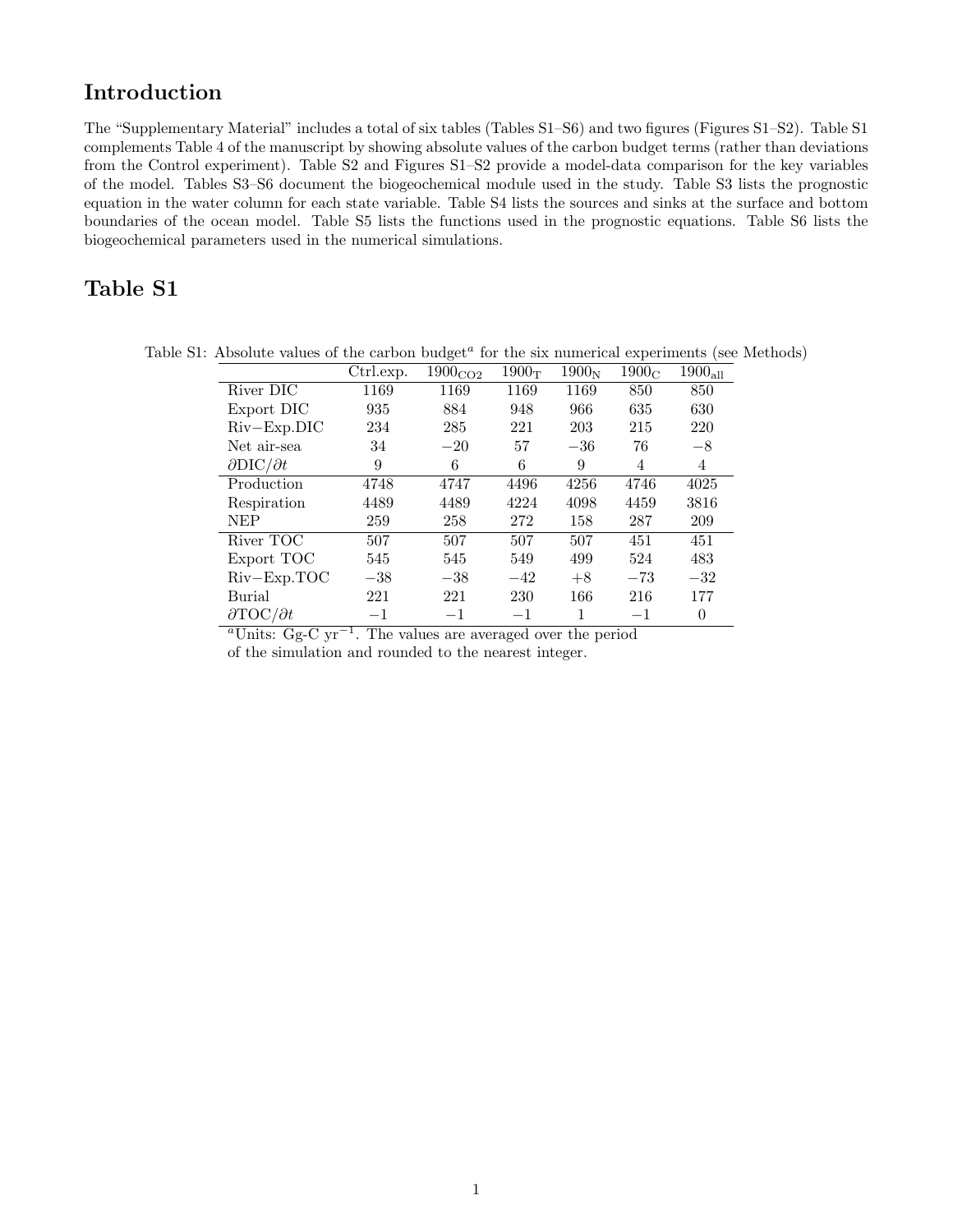## Introduction

The "Supplementary Material" includes a total of six tables (Tables S1–S6) and two figures (Figures S1–S2). Table S1 complements Table 4 of the manuscript by showing absolute values of the carbon budget terms (rather than deviations from the Control experiment). Table S2 and Figures S1–S2 provide a model-data comparison for the key variables of the model. Tables S3–S6 document the biogeochemical module used in the study. Table S3 lists the prognostic equation in the water column for each state variable. Table S4 lists the sources and sinks at the surface and bottom boundaries of the ocean model. Table S5 lists the functions used in the prognostic equations. Table S6 lists the biogeochemical parameters used in the numerical simulations.

## Table S1

Table S1: Absolute values of the carbon budget[a] for the six numerical experiments (see Methods)

| | Ctrl.exp. | $1900_{CO2}$ | $1900_{T}$ | $1900_{N}$ | $1900_{C}$ | $1900_{all}$ |
|---|---|---|---|---|---|---|
| River DIC | 1169 | 1169 | 1169 | 1169 | 850 | 850 |
| Export DIC | 935 | 884 | 948 | 966 | 635 | 630 |
| Riv−Exp.DIC | 234 | 285 | 221 | 203 | 215 | 220 |
| Net air-sea | 34 | −20 | 57 | −36 | 76 | −8 |
| $\partial$DIC/$\partial t$ | 9 | 6 | 6 | 9 | 4 | 4 |
| Production | 4748 | 4747 | 4496 | 4256 | 4746 | 4025 |
| Respiration | 4489 | 4489 | 4224 | 4098 | 4459 | 3816 |
| NEP | 259 | 258 | 272 | 158 | 287 | 209 |
| River TOC | 507 | 507 | 507 | 507 | 451 | 451 |
| Export TOC | 545 | 545 | 549 | 499 | 524 | 483 |
| Riv−Exp.TOC | −38 | −38 | −42 | +8 | −73 | −32 |
| Burial | 221 | 221 | 230 | 166 | 216 | 177 |
| $\partial$TOC/$\partial t$ | −1 | −1 | −1 | 1 | −1 | 0 |

[a]Units: Gg-C $yr^{-1}$. The values are averaged over the period of the simulation and rounded to the nearest integer.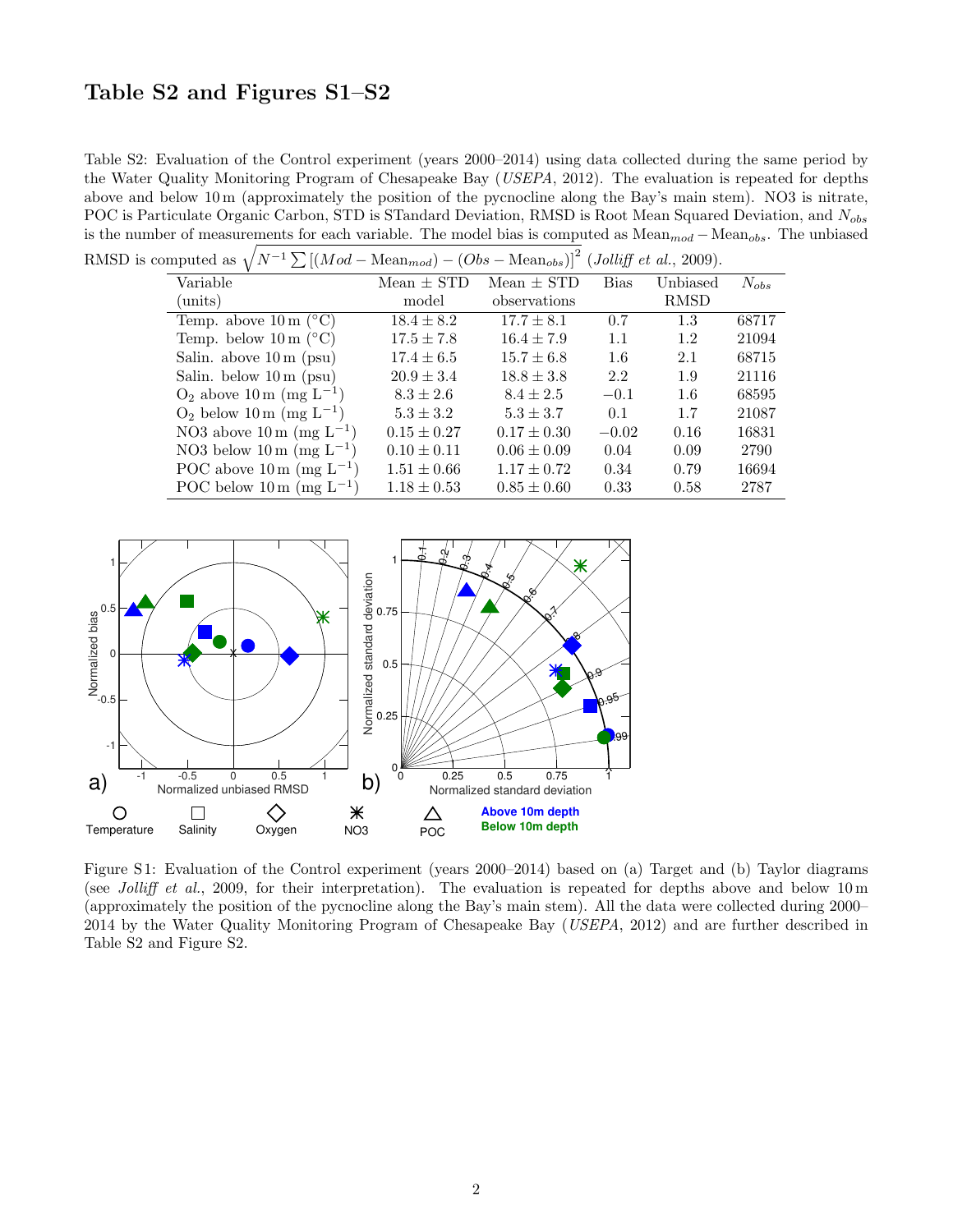## Table S2 and Figures S1–S2

Table S2: Evaluation of the Control experiment (years 2000–2014) using data collected during the same period by the Water Quality Monitoring Program of Chesapeake Bay (*USEPA*, 2012). The evaluation is repeated for depths above and below 10 m (approximately the position of the pycnocline along the Bay's main stem). NO3 is nitrate, POC is Particulate Organic Carbon, STD is STandard Deviation, RMSD is Root Mean Squared Deviation, and $N_{obs}$ is the number of measurements for each variable. The model bias is computed as $\text{Mean}_{mod} - \text{Mean}_{obs}$. The unbiased RMSD is computed as $\sqrt{N^{-1}\sum\left[(Mod - \text{Mean}_{mod}) - (Obs - \text{Mean}_{obs})\right]^2}$ (*Jolliff et al.*, 2009).

| Variable (units) | Mean ± STD model | Mean ± STD observations | Bias | Unbiased RMSD | $N_{obs}$ |
|---|---|---|---|---|---|
| Temp. above 10 m (°C) | $18.4 \pm 8.2$ | $17.7 \pm 8.1$ | 0.7 | 1.3 | 68717 |
| Temp. below 10 m (°C) | $17.5 \pm 7.8$ | $16.4 \pm 7.9$ | 1.1 | 1.2 | 21094 |
| Salin. above 10 m (psu) | $17.4 \pm 6.5$ | $15.7 \pm 6.8$ | 1.6 | 2.1 | 68715 |
| Salin. below 10 m (psu) | $20.9 \pm 3.4$ | $18.8 \pm 3.8$ | 2.2 | 1.9 | 21116 |
| $O_2$ above 10 m (mg $L^{-1}$) | $8.3 \pm 2.6$ | $8.4 \pm 2.5$ | −0.1 | 1.6 | 68595 |
| $O_2$ below 10 m (mg $L^{-1}$) | $5.3 \pm 3.2$ | $5.3 \pm 3.7$ | 0.1 | 1.7 | 21087 |
| NO3 above 10 m (mg $L^{-1}$) | $0.15 \pm 0.27$ | $0.17 \pm 0.30$ | −0.02 | 0.16 | 16831 |
| NO3 below 10 m (mg $L^{-1}$) | $0.10 \pm 0.11$ | $0.06 \pm 0.09$ | 0.04 | 0.09 | 2790 |
| POC above 10 m (mg $L^{-1}$) | $1.51 \pm 0.66$ | $1.17 \pm 0.72$ | 0.34 | 0.79 | 16694 |
| POC below 10 m (mg $L^{-1}$) | $1.18 \pm 0.53$ | $0.85 \pm 0.60$ | 0.33 | 0.58 | 2787 |

Figure S1: Evaluation of the Control experiment (years 2000–2014) based on (a) Target and (b) Taylor diagrams (see *Jolliff et al.*, 2009, for their interpretation). The evaluation is repeated for depths above and below 10 m (approximately the position of the pycnocline along the Bay's main stem). All the data were collected during 2000–2014 by the Water Quality Monitoring Program of Chesapeake Bay (*USEPA*, 2012) and are further described in Table S2 and Figure S2.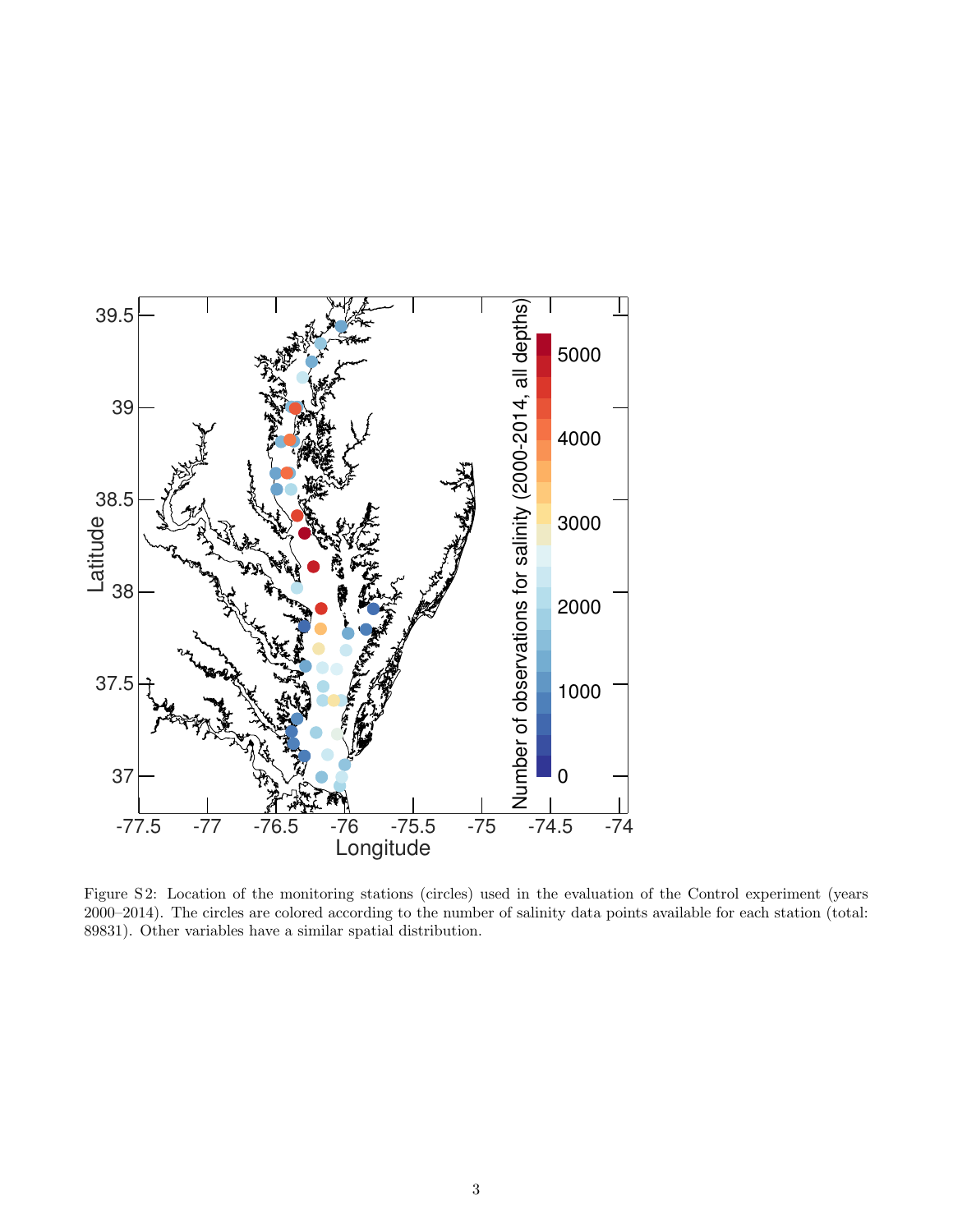Figure S2: Location of the monitoring stations (circles) used in the evaluation of the Control experiment (years 2000–2014). The circles are colored according to the number of salinity data points available for each station (total: 89831). Other variables have a similar spatial distribution.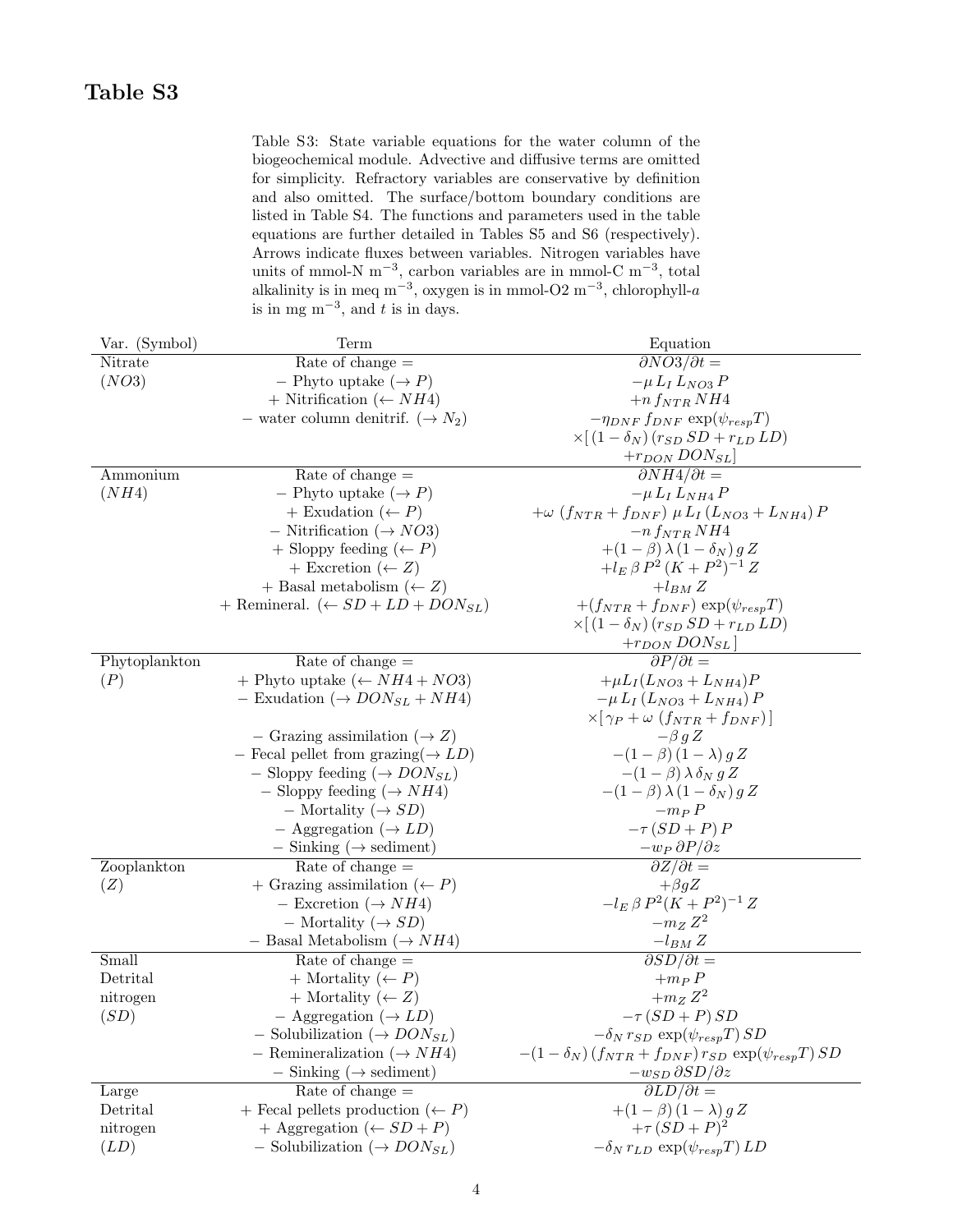# Table S3

Table S3: State variable equations for the water column of the biogeochemical module. Advective and diffusive terms are omitted for simplicity. Refractory variables are conservative by definition and also omitted. The surface/bottom boundary conditions are listed in Table S4. The functions and parameters used in the table equations are further detailed in Tables S5 and S6 (respectively). Arrows indicate fluxes between variables. Nitrogen variables have units of mmol-N m$^{-3}$, carbon variables are in mmol-C m$^{-3}$, total alkalinity is in meq m$^{-3}$, oxygen is in mmol-O2 m$^{-3}$, chlorophyll-$a$ is in mg m$^{-3}$, and $t$ is in days.

| Var. (Symbol) | Term | Equation |
|---|---|---|
| Nitrate | Rate of change = | $\partial NO3/\partial t =$ |
| ($NO3$) | − Phyto uptake ($\rightarrow P$) | $-\mu\, L_I\, L_{NO3}\, P$ |
| | + Nitrification ($\leftarrow NH4$) | $+n\, f_{NTR}\, NH4$ |
| | − water column denitrif. ($\rightarrow N_2$) | $-\eta_{DNF}\, f_{DNF}\, \exp(\psi_{resp} T)$ |
| | | $\times[\,(1-\delta_N)\,(r_{SD}\, SD + r_{LD}\, LD)$ |
| | | $+r_{DON}\, DON_{SL}]$ |
| Ammonium | Rate of change = | $\partial NH4/\partial t =$ |
| ($NH4$) | − Phyto uptake ($\rightarrow P$) | $-\mu\, L_I\, L_{NH4}\, P$ |
| | + Exudation ($\leftarrow P$) | $+\omega\, (f_{NTR} + f_{DNF})\, \mu\, L_I\, (L_{NO3} + L_{NH4})\, P$ |
| | − Nitrification ($\rightarrow NO3$) | $-n\, f_{NTR}\, NH4$ |
| | + Sloppy feeding ($\leftarrow P$) | $+(1-\beta)\, \lambda\, (1-\delta_N)\, g\, Z$ |
| | + Excretion ($\leftarrow Z$) | $+l_E\, \beta\, P^2\, (K + P^2)^{-1}\, Z$ |
| | + Basal metabolism ($\leftarrow Z$) | $+l_{BM}\, Z$ |
| | + Remineral. ($\leftarrow SD + LD + DON_{SL}$) | $+(f_{NTR} + f_{DNF})\, \exp(\psi_{resp} T)$ |
| | | $\times[\,(1-\delta_N)\,(r_{SD}\, SD + r_{LD}\, LD)$ |
| | | $+r_{DON}\, DON_{SL}\,]$ |
| Phytoplankton | Rate of change = | $\partial P/\partial t =$ |
| ($P$) | + Phyto uptake ($\leftarrow NH4 + NO3$) | $+\mu L_I (L_{NO3} + L_{NH4}) P$ |
| | − Exudation ($\rightarrow DON_{SL} + NH4$) | $-\mu\, L_I\, (L_{NO3} + L_{NH4})\, P$ |
| | | $\times[\,\gamma_P + \omega\, (f_{NTR} + f_{DNF})\,]$ |
| | − Grazing assimilation ($\rightarrow Z$) | $-\beta\, g\, Z$ |
| | − Fecal pellet from grazing($\rightarrow LD$) | $-(1-\beta)\,(1-\lambda)\, g\, Z$ |
| | − Sloppy feeding ($\rightarrow DON_{SL}$) | $-(1-\beta)\, \lambda\, \delta_N\, g\, Z$ |
| | − Sloppy feeding ($\rightarrow NH4$) | $-(1-\beta)\, \lambda\, (1-\delta_N)\, g\, Z$ |
| | − Mortality ($\rightarrow SD$) | $-m_P\, P$ |
| | − Aggregation ($\rightarrow LD$) | $-\tau\, (SD + P)\, P$ |
| | − Sinking ($\rightarrow$ sediment) | $-w_P\, \partial P/\partial z$ |
| Zooplankton | Rate of change = | $\partial Z/\partial t =$ |
| ($Z$) | + Grazing assimilation ($\leftarrow P$) | $+\beta g Z$ |
| | − Excretion ($\rightarrow NH4$) | $-l_E\, \beta\, P^2 (K + P^2)^{-1}\, Z$ |
| | − Mortality ($\rightarrow SD$) | $-m_Z\, Z^2$ |
| | − Basal Metabolism ($\rightarrow NH4$) | $-l_{BM}\, Z$ |
| Small Detrital nitrogen ($SD$) | Rate of change = | $\partial SD/\partial t =$ |
| | + Mortality ($\leftarrow P$) | $+m_P\, P$ |
| | + Mortality ($\leftarrow Z$) | $+m_Z\, Z^2$ |
| | − Aggregation ($\rightarrow LD$) | $-\tau\, (SD + P)\, SD$ |
| | − Solubilization ($\rightarrow DON_{SL}$) | $-\delta_N\, r_{SD}\, \exp(\psi_{resp} T)\, SD$ |
| | − Remineralization ($\rightarrow NH4$) | $-(1-\delta_N)\,(f_{NTR} + f_{DNF})\, r_{SD}\, \exp(\psi_{resp} T)\, SD$ |
| | − Sinking ($\rightarrow$ sediment) | $-w_{SD}\, \partial SD/\partial z$ |
| Large Detrital nitrogen ($LD$) | Rate of change = | $\partial LD/\partial t =$ |
| | + Fecal pellets production ($\leftarrow P$) | $+(1-\beta)\,(1-\lambda)\, g\, Z$ |
| | + Aggregation ($\leftarrow SD + P$) | $+\tau\, (SD + P)^2$ |
| | − Solubilization ($\rightarrow DON_{SL}$) | $-\delta_N\, r_{LD}\, \exp(\psi_{resp} T)\, LD$ |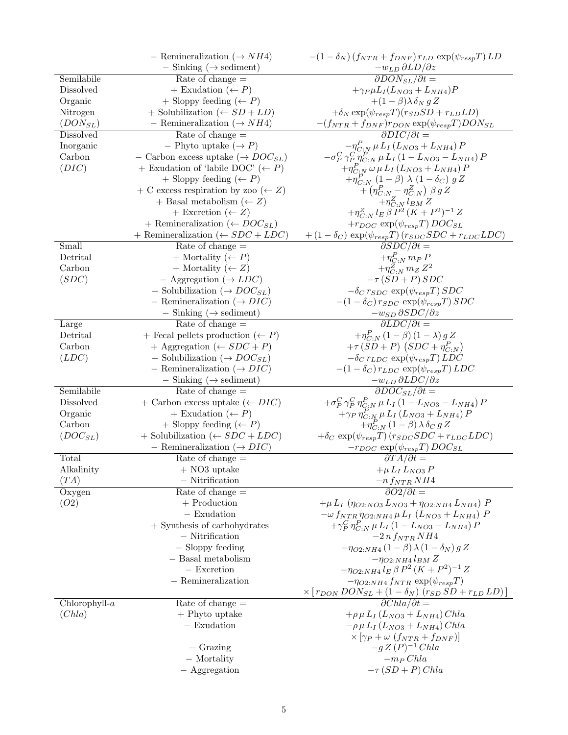| | | |
|---|---|---|
| | − Remineralization (→ $NH4$) | $-(1-\delta_N)\,(f_{NTR}+f_{DNF})\,r_{LD}\,\exp(\psi_{resp}T)\,LD$ |
| | − Sinking (→ sediment) | $-w_{LD}\,\partial LD/\partial z$ |
| Semilabile Dissolved Organic Nitrogen ($DON_{SL}$) | Rate of change = | $\partial DON_{SL}/\partial t =$ |
| | + Exudation (← $P$) | $+\gamma_P \mu L_I (L_{NO3}+L_{NH4})P$ |
| | + Sloppy feeding (← $P$) | $+(1-\beta)\lambda\,\delta_N\,g\,Z$ |
| | + Solubilization (← $SD+LD$) | $+\delta_N \exp(\psi_{resp}T)(r_{SD}SD+r_{LD}LD)$ |
| | − Remineralization (→ $NH4$) | $-(f_{NTR}+f_{DNF})r_{DON}\exp(\psi_{resp}T)DON_{SL}$ |
| Dissolved Inorganic Carbon ($DIC$) | Rate of change = | $\partial DIC/\partial t =$ |
| | − Phyto uptake (→ $P$) | $-\eta^P_{C:N}\,\mu\,L_I\,(L_{NO3}+L_{NH4})\,P$ |
| | − Carbon excess uptake (→ $DOC_{SL}$) | $-\sigma^C_P\,\gamma^C_P\,\eta^P_{C:N}\,\mu\,L_I\,(1-L_{NO3}-L_{NH4})\,P$ |
| | + Exudation of 'labile DOC' (← $P$) | $+\eta^P_{C:N}\,\omega\,\mu\,L_I\,(L_{NO3}+L_{NH4})\,P$ |
| | + Sloppy feeding (← $P$) | $+\eta^P_{C:N}\,(1-\beta)\,\lambda\,(1-\delta_C)\,g\,Z$ |
| | + C excess respiration by zoo (← $Z$) | $+\left(\eta^P_{C:N}-\eta^Z_{C:N}\right)\,\beta\,g\,Z$ |
| | + Basal metabolism (← $Z$) | $+\eta^Z_{C:N}\,l_{BM}\,Z$ |
| | + Excretion (← $Z$) | $+\eta^Z_{C:N}\,l_E\,\beta\,P^2\,(K+P^2)^{-1}\,Z$ |
| | + Remineralization (← $DOC_{SL}$) | $+r_{DOC}\,\exp(\psi_{resp}T)\,DOC_{SL}$ |
| | + Remineralization (← $SDC+LDC$) | $+(1-\delta_C)\,\exp(\psi_{resp}T)\,(r_{SDC}SDC+r_{LDC}LDC)$ |
| Small Detrital Carbon ($SDC$) | Rate of change = | $\partial SDC/\partial t =$ |
| | + Mortality (← $P$) | $+\eta^P_{C:N}\,m_P\,P$ |
| | + Mortality (← $Z$) | $+\eta^Z_{C:N}\,m_Z\,Z^2$ |
| | − Aggregation (→ $LDC$) | $-\tau\,(SD+P)\,SDC$ |
| | − Solubilization (→ $DOC_{SL}$) | $-\delta_C\,r_{SDC}\,\exp(\psi_{resp}T)\,SDC$ |
| | − Remineralization (→ $DIC$) | $-(1-\delta_C)\,r_{SDC}\,\exp(\psi_{resp}T)\,SDC$ |
| | − Sinking (→ sediment) | $-w_{SD}\,\partial SDC/\partial z$ |
| Large Detrital Carbon ($LDC$) | Rate of change = | $\partial LDC/\partial t =$ |
| | + Fecal pellets production (← $P$) | $+\eta^P_{C:N}\,(1-\beta)\,(1-\lambda)\,g\,Z$ |
| | + Aggregation (← $SDC+P$) | $+\tau\,(SD+P)\,\left(SDC+\eta^P_{C:N}\right)$ |
| | − Solubilization (→ $DOC_{SL}$) | $-\delta_C\,r_{LDC}\,\exp(\psi_{resp}T)\,LDC$ |
| | − Remineralization (→ $DIC$) | $-(1-\delta_C)\,r_{LDC}\,\exp(\psi_{resp}T)\,LDC$ |
| | − Sinking (→ sediment) | $-w_{LD}\,\partial LDC/\partial z$ |
| Semilabile Dissolved Organic Carbon ($DOC_{SL}$) | Rate of change = | $\partial DOC_{SL}/\partial t =$ |
| | + Carbon excess uptake (← $DIC$) | $+\sigma^C_P\,\gamma^C_P\,\eta^P_{C:N}\,\mu\,L_I\,(1-L_{NO3}-L_{NH4})\,P$ |
| | + Exudation (← $P$) | $+\gamma_P\,\eta^P_{C:N}\,\mu\,L_I\,(L_{NO3}+L_{NH4})\,P$ |
| | + Sloppy feeding (← $P$) | $+\eta^P_{C:N}\,(1-\beta)\,\lambda\,\delta_C\,g\,Z$ |
| | + Solubilization (← $SDC+LDC$) | $+\delta_C\,\exp(\psi_{resp}T)\,(r_{SDC}SDC+r_{LDC}LDC)$ |
| | − Remineralization (→ $DIC$) | $-r_{DOC}\,\exp(\psi_{resp}T)\,DOC_{SL}$ |
| Total Alkalinity ($TA$) | Rate of change = | $\partial TA/\partial t =$ |
| | + NO3 uptake | $+\mu\,L_I\,L_{NO3}\,P$ |
| | − Nitrification | $-n\,f_{NTR}\,NH4$ |
| Oxygen ($O2$) | Rate of change = | $\partial O2/\partial t =$ |
| | + Production | $+\mu\,L_I\,(\eta_{O2:NO3}\,L_{NO3}+\eta_{O2:NH4}\,L_{NH4})\,P$ |
| | − Exudation | $-\omega\,f_{NTR}\,\eta_{O2:NH4}\,\mu\,L_I\,(L_{NO3}+L_{NH4})\,P$ |
| | + Synthesis of carbohydrates | $+\gamma^C_P\,\eta^P_{C:N}\,\mu\,L_I\,(1-L_{NO3}-L_{NH4})\,P$ |
| | − Nitrification | $-2\,n\,f_{NTR}\,NH4$ |
| | − Sloppy feeding | $-\eta_{O2:NH4}\,(1-\beta)\,\lambda\,(1-\delta_N)\,g\,Z$ |
| | − Basal metabolism | $-\eta_{O2:NH4}\,l_{BM}\,Z$ |
| | − Excretion | $-\eta_{O2:NH4}\,l_E\,\beta\,P^2\,(K+P^2)^{-1}\,Z$ |
| | − Remineralization | $-\eta_{O2:NH4}\,f_{NTR}\,\exp(\psi_{resp}T)$ $\times\left[\,r_{DON}\,DON_{SL}+(1-\delta_N)\,(r_{SD}\,SD+r_{LD}\,LD)\,\right]$ |
| Chlorophyll-$a$ ($Chla$) | Rate of change = | $\partial Chla/\partial t =$ |
| | + Phyto uptake | $+\rho\,\mu\,L_I\,(L_{NO3}+L_{NH4})\,Chla$ |
| | − Exudation | $-\rho\,\mu\,L_I\,(L_{NO3}+L_{NH4})\,Chla$ $\times\left[\gamma_P+\omega\,(f_{NTR}+f_{DNF})\right]$ |
| | − Grazing | $-g\,Z\,(P)^{-1}\,Chla$ |
| | − Mortality | $-m_P\,Chla$ |
| | − Aggregation | $-\tau\,(SD+P)\,Chla$ |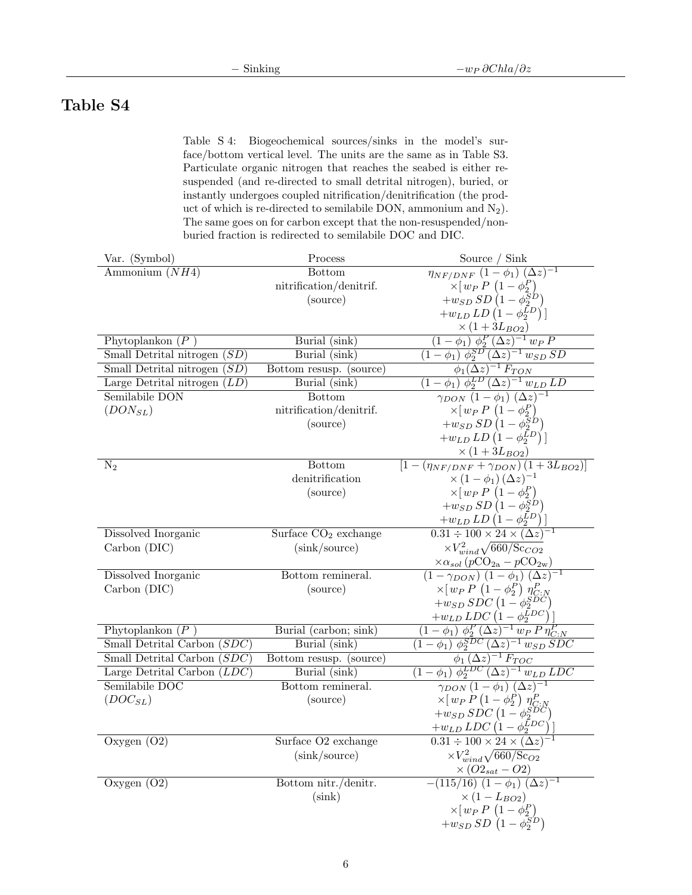| − Sinking | $-w_P\,\partial Chla/\partial z$ |
|---|---|

# Table S4

Table S 4: Biogeochemical sources/sinks in the model's surface/bottom vertical level. The units are the same as in Table S3. Particulate organic nitrogen that reaches the seabed is either resuspended (and re-directed to small detrital nitrogen), buried, or instantly undergoes coupled nitrification/denitrification (the product of which is re-directed to semilabile DON, ammonium and $N_2$). The same goes on for carbon except that the non-resuspended/non-buried fraction is redirected to semilabile DOC and DIC.

| Var. (Symbol) | Process | Source / Sink |
|---|---|---|
| Ammonium ($NH4$) | Bottom nitrification/denitrif. (source) | $\eta_{NF/DNF}\,(1-\phi_1)\,(\Delta z)^{-1} \times[\,w_P\,P\,(1-\phi_2^P) + w_{SD}\,SD\,(1-\phi_2^{SD}) + w_{LD}\,LD\,(1-\phi_2^{LD})\,] \times(1+3L_{BO2})$ |
| Phytoplankon ($P$ ) | Burial (sink) | $(1-\phi_1)\,\phi_2^P\,(\Delta z)^{-1}\,w_P\,P$ |
| Small Detrital nitrogen ($SD$) | Burial (sink) | $(1-\phi_1)\,\phi_2^{SD}\,(\Delta z)^{-1}\,w_{SD}\,SD$ |
| Small Detrital nitrogen ($SD$) | Bottom resusp. (source) | $\phi_1(\Delta z)^{-1}\,F_{TON}$ |
| Large Detrital nitrogen ($LD$) | Burial (sink) | $(1-\phi_1)\,\phi_2^{LD}\,(\Delta z)^{-1}\,w_{LD}\,LD$ |
| Semilabile DON ($DON_{SL}$) | Bottom nitrification/denitrif. (source) | $\gamma_{DON}\,(1-\phi_1)\,(\Delta z)^{-1} \times[\,w_P\,P\,(1-\phi_2^P) + w_{SD}\,SD\,(1-\phi_2^{SD}) + w_{LD}\,LD\,(1-\phi_2^{LD})\,] \times(1+3L_{BO2})$ |
| $N_2$ | Bottom denitrification (source) | $[1-(\eta_{NF/DNF}+\gamma_{DON})\,(1+3L_{BO2})] \times(1-\phi_1)\,(\Delta z)^{-1} \times[\,w_P\,P\,(1-\phi_2^P) + w_{SD}\,SD\,(1-\phi_2^{SD}) + w_{LD}\,LD\,(1-\phi_2^{LD})\,]$ |
| Dissolved Inorganic Carbon (DIC) | Surface $CO_2$ exchange (sink/source) | $0.31 \div 100 \times 24 \times (\Delta z)^{-1} \times V_{wind}^2\sqrt{660/\mathrm{Sc}_{CO2}} \times\alpha_{sol}\,(p\mathrm{CO}_{2\mathrm{a}} - p\mathrm{CO}_{2\mathrm{w}})$ |
| Dissolved Inorganic Carbon (DIC) | Bottom remineral. (source) | $(1-\gamma_{DON})\,(1-\phi_1)\,(\Delta z)^{-1} \times[\,w_P\,P\,(1-\phi_2^P)\,\eta_{C:N}^P + w_{SD}\,SDC\,(1-\phi_2^{SDC}) + w_{LD}\,LDC\,(1-\phi_2^{LDC})\,]$ |
| Phytoplankon ($P$ ) | Burial (carbon; sink) | $(1-\phi_1)\,\phi_2^P\,(\Delta z)^{-1}\,w_P\,P\,\eta_{C:N}^P$ |
| Small Detrital Carbon ($SDC$) | Burial (sink) | $(1-\phi_1)\,\phi_2^{SDC}\,(\Delta z)^{-1}\,w_{SD}\,SDC$ |
| Small Detrital Carbon ($SDC$) | Bottom resusp. (source) | $\phi_1\,(\Delta z)^{-1}\,F_{TOC}$ |
| Large Detrital Carbon ($LDC$) | Burial (sink) | $(1-\phi_1)\,\phi_2^{LDC}\,(\Delta z)^{-1}\,w_{LD}\,LDC$ |
| Semilabile DOC ($DOC_{SL}$) | Bottom remineral. (source) | $\gamma_{DON}\,(1-\phi_1)\,(\Delta z)^{-1} \times[\,w_P\,P\,(1-\phi_2^P)\,\eta_{C:N}^P + w_{SD}\,SDC\,(1-\phi_2^{SDC}) + w_{LD}\,LDC\,(1-\phi_2^{LDC})\,]$ |
| Oxygen (O2) | Surface O2 exchange (sink/source) | $0.31 \div 100 \times 24 \times (\Delta z)^{-1} \times V_{wind}^2\sqrt{660/\mathrm{Sc}_{O2}} \times(O2_{sat}-O2)$ |
| Oxygen (O2) | Bottom nitr./denitr. (sink) | $-(115/16)\,(1-\phi_1)\,(\Delta z)^{-1} \times(1-L_{BO2}) \times[\,w_P\,P\,(1-\phi_2^P) + w_{SD}\,SD\,(1-\phi_2^{SD})$ |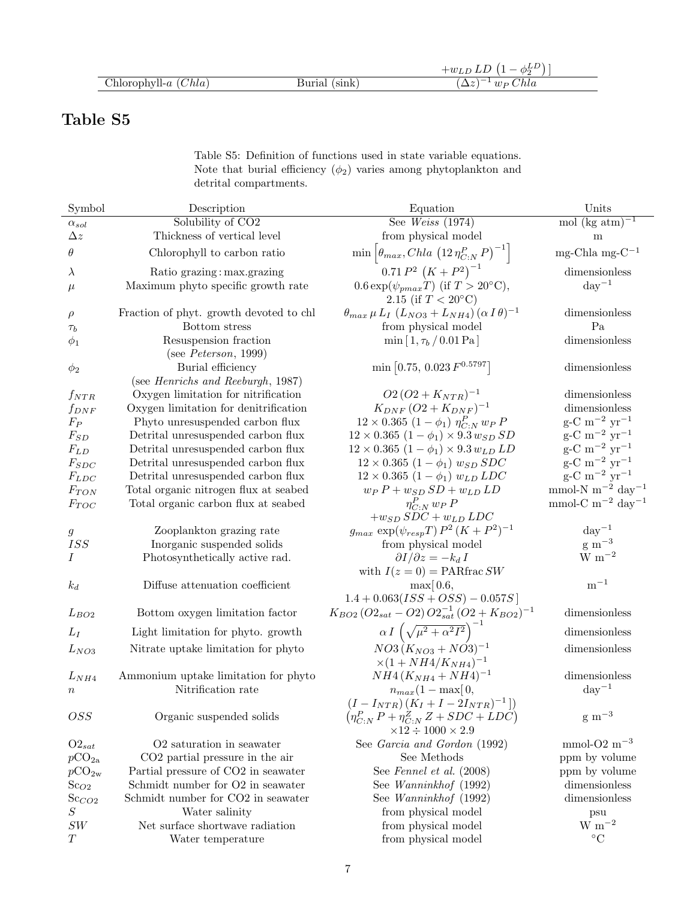| | | $+w_{LD}\,LD\,\left(1-\phi_2^{LD}\right)]$ |
|---|---|---|
| Chlorophyll-*a* (*Chla*) | Burial (sink) | $(\Delta z)^{-1}\,w_P\,Chla$ |

# Table S5

Table S5: Definition of functions used in state variable equations. Note that burial efficiency ($\phi_2$) varies among phytoplankton and detrital compartments.

| Symbol | Description | Equation | Units |
|---|---|---|---|
| $\alpha_{sol}$ | Solubility of CO2 | See *Weiss* (1974) | mol (kg atm)$^{-1}$ |
| $\Delta z$ | Thickness of vertical level | from physical model | m |
| $\theta$ | Chlorophyll to carbon ratio | $\min\left[\theta_{max}, Chla\,\left(12\,\eta_{C:N}^{P}\,P\right)^{-1}\right]$ | mg-Chla mg-C$^{-1}$ |
| $\lambda$ | Ratio grazing : max.grazing | $0.71\,P^2\,\left(K+P^2\right)^{-1}$ | dimensionless |
| $\mu$ | Maximum phyto specific growth rate | $0.6\exp(\psi_{pmax}T)$ (if $T>20$°C), 2.15 (if $T<20$°C) | day$^{-1}$ |
| $\rho$ | Fraction of phyt. growth devoted to chl | $\theta_{max}\,\mu\,L_I\,\left(L_{NO3}+L_{NH4}\right)(\alpha\,I\,\theta)^{-1}$ | dimensionless |
| $\tau_b$ | Bottom stress | from physical model | Pa |
| $\phi_1$ | Resuspension fraction (see *Peterson*, 1999) | $\min\left[1, \tau_b\,/\,0.01\,\text{Pa}\right]$ | dimensionless |
| $\phi_2$ | Burial efficiency (see *Henrichs and Reeburgh*, 1987) | $\min\left[0.75,\,0.023\,F^{0.5797}\right]$ | dimensionless |
| $f_{NTR}$ | Oxygen limitation for nitrification | $O2\,(O2+K_{NTR})^{-1}$ | dimensionless |
| $f_{DNF}$ | Oxygen limitation for denitrification | $K_{DNF}\,(O2+K_{DNF})^{-1}$ | dimensionless |
| $F_P$ | Phyto unresuspended carbon flux | $12\times 0.365\,(1-\phi_1)\,\eta_{C:N}^{P}\,w_P\,P$ | g-C m$^{-2}$ yr$^{-1}$ |
| $F_{SD}$ | Detrital unresuspended carbon flux | $12\times 0.365\,(1-\phi_1)\times 9.3\,w_{SD}\,SD$ | g-C m$^{-2}$ yr$^{-1}$ |
| $F_{LD}$ | Detrital unresuspended carbon flux | $12\times 0.365\,(1-\phi_1)\times 9.3\,w_{LD}\,LD$ | g-C m$^{-2}$ yr$^{-1}$ |
| $F_{SDC}$ | Detrital unresuspended carbon flux | $12\times 0.365\,(1-\phi_1)\,w_{SD}\,SDC$ | g-C m$^{-2}$ yr$^{-1}$ |
| $F_{LDC}$ | Detrital unresuspended carbon flux | $12\times 0.365\,(1-\phi_1)\,w_{LD}\,LDC$ | g-C m$^{-2}$ yr$^{-1}$ |
| $F_{TON}$ | Total organic nitrogen flux at seabed | $w_P\,P+w_{SD}\,SD+w_{LD}\,LD$ | mmol-N m$^{-2}$ day$^{-1}$ |
| $F_{TOC}$ | Total organic carbon flux at seabed | $\eta_{C:N}^{P}\,w_P\,P$ $+w_{SD}\,SDC+w_{LD}\,LDC$ | mmol-C m$^{-2}$ day$^{-1}$ |
| $g$ | Zooplankton grazing rate | $g_{max}\,\exp(\psi_{resp}T)\,P^2\,(K+P^2)^{-1}$ | day$^{-1}$ |
| $ISS$ | Inorganic suspended solids | from physical model | g m$^{-3}$ |
| $I$ | Photosynthetically active rad. | $\partial I/\partial z=-k_d\,I$ with $I(z=0)=\text{PARfrac}\,SW$ | W m$^{-2}$ |
| $k_d$ | Diffuse attenuation coefficient | $\max[\,0.6,$ $1.4+0.063(ISS+OSS)-0.057S\,]$ | m$^{-1}$ |
| $L_{BO2}$ | Bottom oxygen limitation factor | $K_{BO2}\,(O2_{sat}-O2)\,O2_{sat}^{-1}\,(O2+K_{BO2})^{-1}$ | dimensionless |
| $L_I$ | Light limitation for phyto. growth | $\alpha\,I\,\left(\sqrt{\mu^2+\alpha^2 I^2}\right)^{-1}$ | dimensionless |
| $L_{NO3}$ | Nitrate uptake limitation for phyto | $NO3\,(K_{NO3}+NO3)^{-1}$ $\times(1+NH4/K_{NH4})^{-1}$ | dimensionless |
| $L_{NH4}$ | Ammonium uptake limitation for phyto | $NH4\,(K_{NH4}+NH4)^{-1}$ | dimensionless |
| $n$ | Nitrification rate | $n_{max}(1-\max[0,$ $(I-I_{NTR})\,(K_I+I-2I_{NTR})^{-1}])$ | day$^{-1}$ |
| $OSS$ | Organic suspended solids | $\left(\eta_{C:N}^{P}\,P+\eta_{C:N}^{Z}\,Z+SDC+LDC\right)$ $\times 12\div 1000\times 2.9$ | g m$^{-3}$ |
| $O2_{sat}$ | O2 saturation in seawater | See *Garcia and Gordon* (1992) | mmol-O2 m$^{-3}$ |
| $p\text{CO}_{2\text{a}}$ | CO2 partial pressure in the air | See Methods | ppm by volume |
| $p\text{CO}_{2\text{w}}$ | Partial pressure of CO2 in seawater | See *Fennel et al.* (2008) | ppm by volume |
| $\text{Sc}_{O2}$ | Schmidt number for O2 in seawater | See *Wanninkhof* (1992) | dimensionless |
| $\text{Sc}_{CO2}$ | Schmidt number for CO2 in seawater | See *Wanninkhof* (1992) | dimensionless |
| $S$ | Water salinity | from physical model | psu |
| $SW$ | Net surface shortwave radiation | from physical model | W m$^{-2}$ |
| $T$ | Water temperature | from physical model | °C |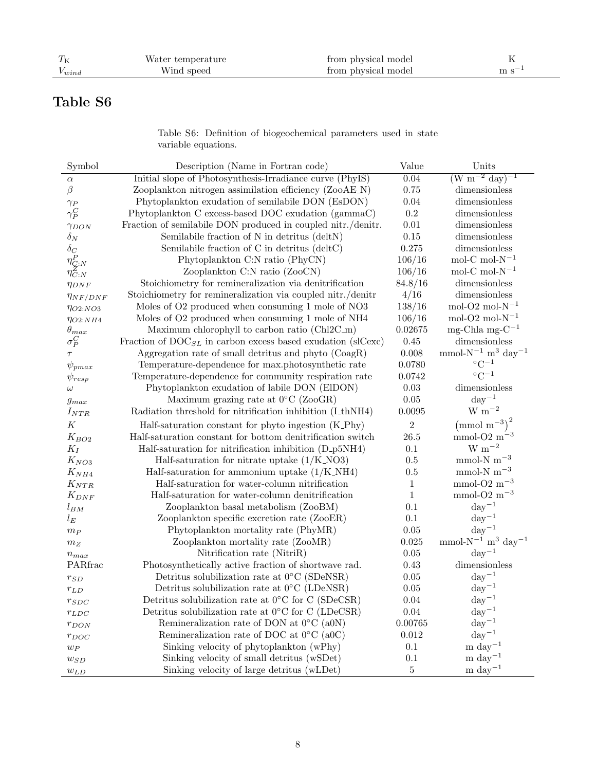| | | | |
|---|---|---|---|
| $T_K$ | Water temperature | from physical model | K |
| $V_{wind}$ | Wind speed | from physical model | m s$^{-1}$ |

## Table S6

Table S6: Definition of biogeochemical parameters used in state variable equations.

| Symbol | Description (Name in Fortran code) | Value | Units |
|---|---|---|---|
| $\alpha$ | Initial slope of Photosynthesis-Irradiance curve (PhyIS) | 0.04 | (W m$^{-2}$ day)$^{-1}$ |
| $\beta$ | Zooplankton nitrogen assimilation efficiency (ZooAE_N) | 0.75 | dimensionless |
| $\gamma_P$ | Phytoplankton exudation of semilabile DON (EsDON) | 0.04 | dimensionless |
| $\gamma_P^C$ | Phytoplankton C excess-based DOC exudation (gammaC) | 0.2 | dimensionless |
| $\gamma_{DON}$ | Fraction of semilabile DON produced in coupled nitr./denitr. | 0.01 | dimensionless |
| $\delta_N$ | Semilabile fraction of N in detritus (deltN) | 0.15 | dimensionless |
| $\delta_C$ | Semilabile fraction of C in detritus (deltC) | 0.275 | dimensionless |
| $\eta_{C:N}^P$ | Phytoplankton C:N ratio (PhyCN) | 106/16 | mol-C mol-N$^{-1}$ |
| $\eta_{C:N}^Z$ | Zooplankton C:N ratio (ZooCN) | 106/16 | mol-C mol-N$^{-1}$ |
| $\eta_{DNF}$ | Stoichiometry for remineralization via denitrification | 84.8/16 | dimensionless |
| $\eta_{NF/DNF}$ | Stoichiometry for remineralization via coupled nitr./denitr | 4/16 | dimensionless |
| $\eta_{O2:NO3}$ | Moles of O2 produced when consuming 1 mole of NO3 | 138/16 | mol-O2 mol-N$^{-1}$ |
| $\eta_{O2:NH4}$ | Moles of O2 produced when consuming 1 mole of NH4 | 106/16 | mol-O2 mol-N$^{-1}$ |
| $\theta_{max}$ | Maximum chlorophyll to carbon ratio (Chl2C_m) | 0.02675 | mg-Chla mg-C$^{-1}$ |
| $\sigma_P^C$ | Fraction of DOC$_{SL}$ in carbon excess based exudation (slCexc) | 0.45 | dimensionless |
| $\tau$ | Aggregation rate of small detritus and phyto (CoagR) | 0.008 | mmol-N$^{-1}$ m$^3$ day$^{-1}$ |
| $\psi_{pmax}$ | Temperature-dependence for max.photosynthetic rate | 0.0780 | °C$^{-1}$ |
| $\psi_{resp}$ | Temperature-dependence for community respiration rate | 0.0742 | °C$^{-1}$ |
| $\omega$ | Phytoplankton exudation of labile DON (ElDON) | 0.03 | dimensionless |
| $g_{max}$ | Maximum grazing rate at 0°C (ZooGR) | 0.05 | day$^{-1}$ |
| $I_{NTR}$ | Radiation threshold for nitrification inhibition (I_thNH4) | 0.0095 | W m$^{-2}$ |
| $K$ | Half-saturation constant for phyto ingestion (K_Phy) | 2 | $\left(\text{mmol m}^{-3}\right)^2$ |
| $K_{BO2}$ | Half-saturation constant for bottom denitrification switch | 26.5 | mmol-O2 m$^{-3}$ |
| $K_I$ | Half-saturation for nitrification inhibition (D_p5NH4) | 0.1 | W m$^{-2}$ |
| $K_{NO3}$ | Half-saturation for nitrate uptake (1/K_NO3) | 0.5 | mmol-N m$^{-3}$ |
| $K_{NH4}$ | Half-saturation for ammonium uptake (1/K_NH4) | 0.5 | mmol-N m$^{-3}$ |
| $K_{NTR}$ | Half-saturation for water-column nitrification | 1 | mmol-O2 m$^{-3}$ |
| $K_{DNF}$ | Half-saturation for water-column denitrification | 1 | mmol-O2 m$^{-3}$ |
| $l_{BM}$ | Zooplankton basal metabolism (ZooBM) | 0.1 | day$^{-1}$ |
| $l_E$ | Zooplankton specific excretion rate (ZooER) | 0.1 | day$^{-1}$ |
| $m_P$ | Phytoplankton mortality rate (PhyMR) | 0.05 | day$^{-1}$ |
| $m_Z$ | Zooplankton mortality rate (ZooMR) | 0.025 | mmol-N$^{-1}$ m$^3$ day$^{-1}$ |
| $n_{max}$ | Nitrification rate (NitriR) | 0.05 | day$^{-1}$ |
| PARfrac | Photosynthetically active fraction of shortwave rad. | 0.43 | dimensionless |
| $r_{SD}$ | Detritus solubilization rate at 0°C (SDeNSR) | 0.05 | day$^{-1}$ |
| $r_{LD}$ | Detritus solubilization rate at 0°C (LDeNSR) | 0.05 | day$^{-1}$ |
| $r_{SDC}$ | Detritus solubilization rate at 0°C for C (SDeCSR) | 0.04 | day$^{-1}$ |
| $r_{LDC}$ | Detritus solubilization rate at 0°C for C (LDeCSR) | 0.04 | day$^{-1}$ |
| $r_{DON}$ | Remineralization rate of DON at 0°C (a0N) | 0.00765 | day$^{-1}$ |
| $r_{DOC}$ | Remineralization rate of DOC at 0°C (a0C) | 0.012 | day$^{-1}$ |
| $w_P$ | Sinking velocity of phytoplankton (wPhy) | 0.1 | m day$^{-1}$ |
| $w_{SD}$ | Sinking velocity of small detritus (wSDet) | 0.1 | m day$^{-1}$ |
| $w_{LD}$ | Sinking velocity of large detritus (wLDet) | 5 | m day$^{-1}$ |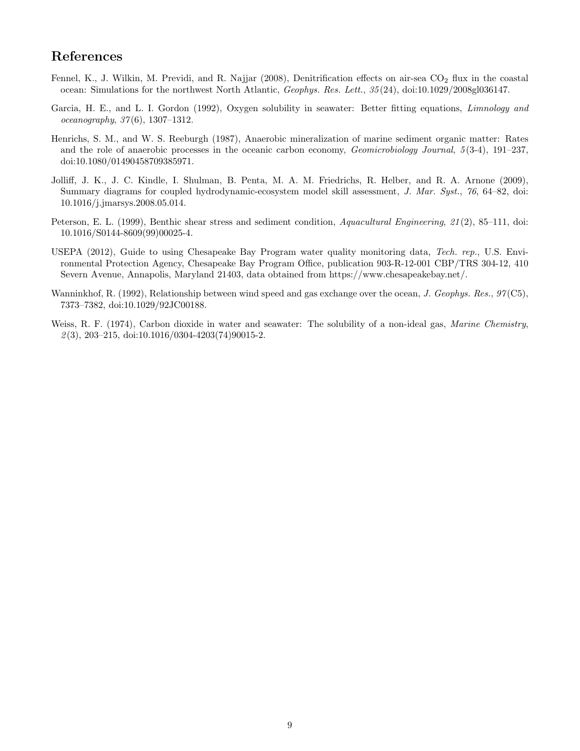# References

Fennel, K., J. Wilkin, M. Previdi, and R. Najjar (2008), Denitrification effects on air-sea $CO_2$ flux in the coastal ocean: Simulations for the northwest North Atlantic, *Geophys. Res. Lett.*, *35*(24), doi:10.1029/2008gl036147.

Garcia, H. E., and L. I. Gordon (1992), Oxygen solubility in seawater: Better fitting equations, *Limnology and oceanography*, *37*(6), 1307–1312.

Henrichs, S. M., and W. S. Reeburgh (1987), Anaerobic mineralization of marine sediment organic matter: Rates and the role of anaerobic processes in the oceanic carbon economy, *Geomicrobiology Journal*, *5*(3-4), 191–237, doi:10.1080/01490458709385971.

Jolliff, J. K., J. C. Kindle, I. Shulman, B. Penta, M. A. M. Friedrichs, R. Helber, and R. A. Arnone (2009), Summary diagrams for coupled hydrodynamic-ecosystem model skill assessment, *J. Mar. Syst.*, *76*, 64–82, doi: 10.1016/j.jmarsys.2008.05.014.

Peterson, E. L. (1999), Benthic shear stress and sediment condition, *Aquacultural Engineering*, *21*(2), 85–111, doi: 10.1016/S0144-8609(99)00025-4.

USEPA (2012), Guide to using Chesapeake Bay Program water quality monitoring data, *Tech. rep.*, U.S. Environmental Protection Agency, Chesapeake Bay Program Office, publication 903-R-12-001 CBP/TRS 304-12, 410 Severn Avenue, Annapolis, Maryland 21403, data obtained from https://www.chesapeakebay.net/.

Wanninkhof, R. (1992), Relationship between wind speed and gas exchange over the ocean, *J. Geophys. Res.*, *97*(C5), 7373–7382, doi:10.1029/92JC00188.

Weiss, R. F. (1974), Carbon dioxide in water and seawater: The solubility of a non-ideal gas, *Marine Chemistry*, *2*(3), 203–215, doi:10.1016/0304-4203(74)90015-2.